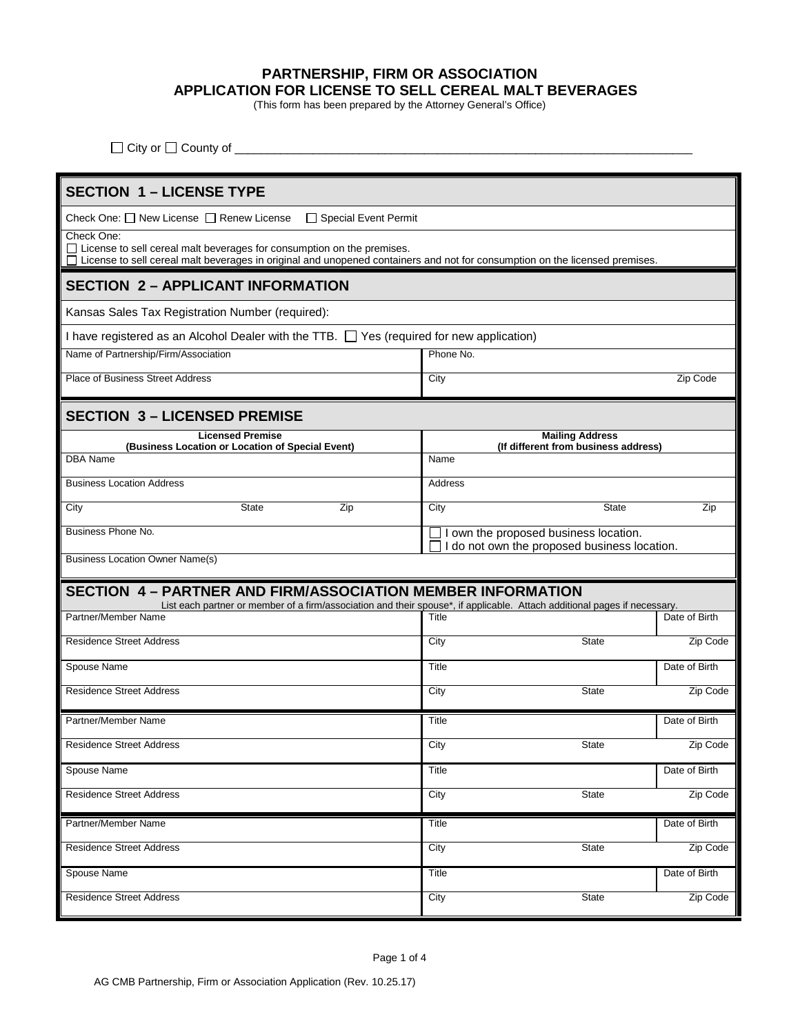**PARTNERSHIP, FIRM OR ASSOCIATION**
**APPLICATION FOR LICENSE TO SELL CEREAL MALT BEVERAGES**
(This form has been prepared by the Attorney General's Office)

☐ City or ☐ County of ______________________________________________________________________

## SECTION 1 – LICENSE TYPE

Check One: ☐ New License ☐ Renew License ☐ Special Event Permit

Check One:
☐ License to sell cereal malt beverages for consumption on the premises.
☐ License to sell cereal malt beverages in original and unopened containers and not for consumption on the licensed premises.

## SECTION 2 – APPLICANT INFORMATION

Kansas Sales Tax Registration Number (required):

I have registered as an Alcohol Dealer with the TTB. ☐ Yes (required for new application)

| Name of Partnership/Firm/Association | Phone No. | |
|---|---|---|
| Place of Business Street Address | City | Zip Code |

## SECTION 3 – LICENSED PREMISE

| **Licensed Premise (Business Location or Location of Special Event)** | | | **Mailing Address (If different from business address)** | | |
|---|---|---|---|---|---|
| DBA Name | | | Name | | |
| Business Location Address | | | Address | | |
| City | State | Zip | City | State | Zip |
| Business Phone No. | | | ☐ I own the proposed business location. ☐ I do not own the proposed business location. | | |
| Business Location Owner Name(s) | | | | | |

## SECTION 4 – PARTNER AND FIRM/ASSOCIATION MEMBER INFORMATION

List each partner or member of a firm/association and their spouse*, if applicable. Attach additional pages if necessary.

| Partner/Member Name | Title | | Date of Birth |
|---|---|---|---|
| Residence Street Address | City | State | Zip Code |
| Spouse Name | Title | | Date of Birth |
| Residence Street Address | City | State | Zip Code |

| Partner/Member Name | Title | | Date of Birth |
|---|---|---|---|
| Residence Street Address | City | State | Zip Code |
| Spouse Name | Title | | Date of Birth |
| Residence Street Address | City | State | Zip Code |

| Partner/Member Name | Title | | Date of Birth |
|---|---|---|---|
| Residence Street Address | City | State | Zip Code |
| Spouse Name | Title | | Date of Birth |
| Residence Street Address | City | State | Zip Code |

AG CMB Partnership, Firm or Association Application (Rev. 10.25.17)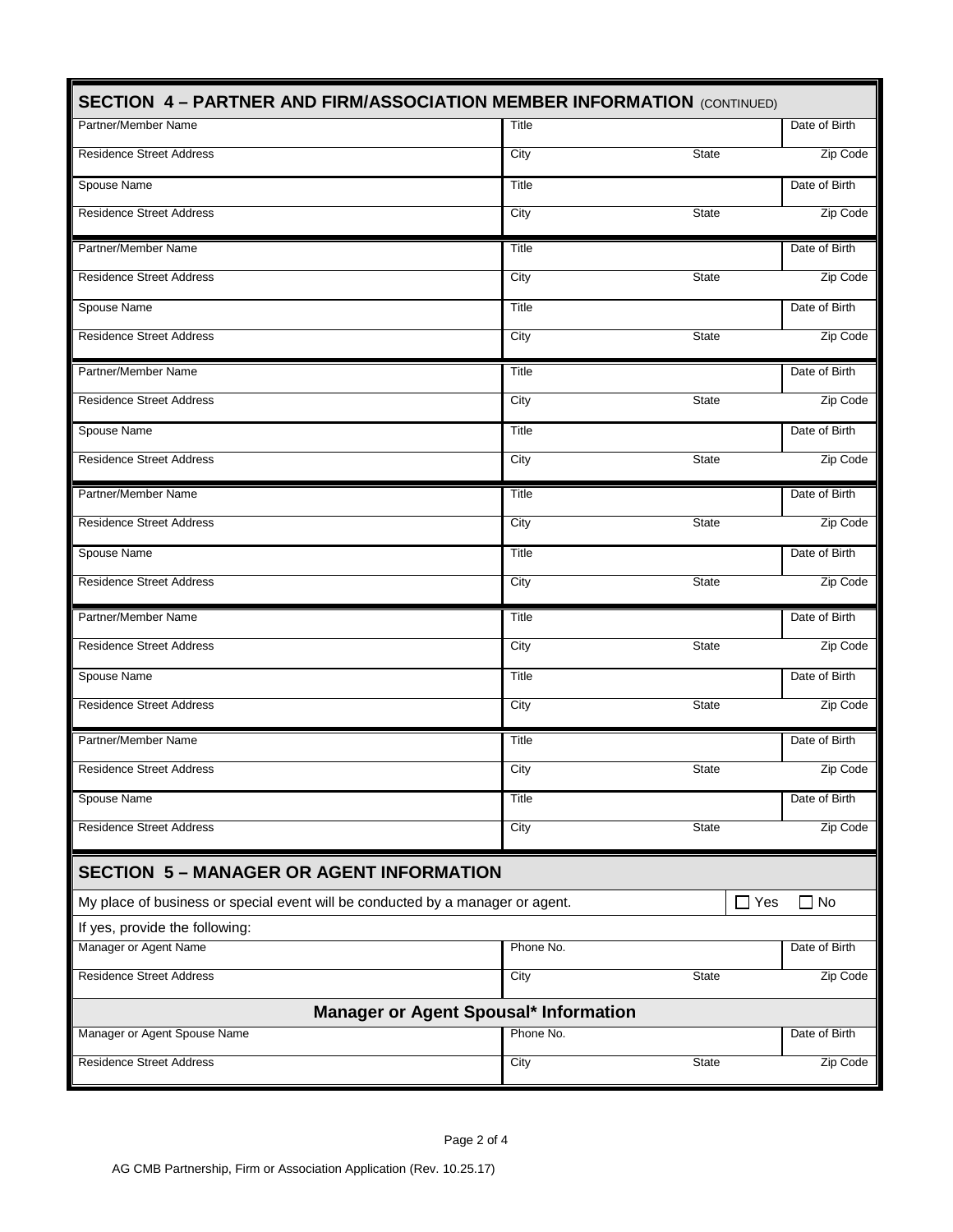## SECTION 4 – PARTNER AND FIRM/ASSOCIATION MEMBER INFORMATION (CONTINUED)

| Partner/Member Name | Title | | Date of Birth |
|---|---|---|---|
| Residence Street Address | City | State | Zip Code |
| Spouse Name | Title | | Date of Birth |
| Residence Street Address | City | State | Zip Code |

| Partner/Member Name | Title | | Date of Birth |
|---|---|---|---|
| Residence Street Address | City | State | Zip Code |
| Spouse Name | Title | | Date of Birth |
| Residence Street Address | City | State | Zip Code |

| Partner/Member Name | Title | | Date of Birth |
|---|---|---|---|
| Residence Street Address | City | State | Zip Code |
| Spouse Name | Title | | Date of Birth |
| Residence Street Address | City | State | Zip Code |

| Partner/Member Name | Title | | Date of Birth |
|---|---|---|---|
| Residence Street Address | City | State | Zip Code |
| Spouse Name | Title | | Date of Birth |
| Residence Street Address | City | State | Zip Code |

| Partner/Member Name | Title | | Date of Birth |
|---|---|---|---|
| Residence Street Address | City | State | Zip Code |
| Spouse Name | Title | | Date of Birth |
| Residence Street Address | City | State | Zip Code |

| Partner/Member Name | Title | | Date of Birth |
|---|---|---|---|
| Residence Street Address | City | State | Zip Code |
| Spouse Name | Title | | Date of Birth |
| Residence Street Address | City | State | Zip Code |

## SECTION 5 – MANAGER OR AGENT INFORMATION

My place of business or special event will be conducted by a manager or agent. ☐ Yes ☐ No

If yes, provide the following:

| Manager or Agent Name | Phone No. | | Date of Birth |
|---|---|---|---|
| Residence Street Address | City | State | Zip Code |

### Manager or Agent Spousal* Information

| Manager or Agent Spouse Name | Phone No. | | Date of Birth |
|---|---|---|---|
| Residence Street Address | City | State | Zip Code |

AG CMB Partnership, Firm or Association Application (Rev. 10.25.17)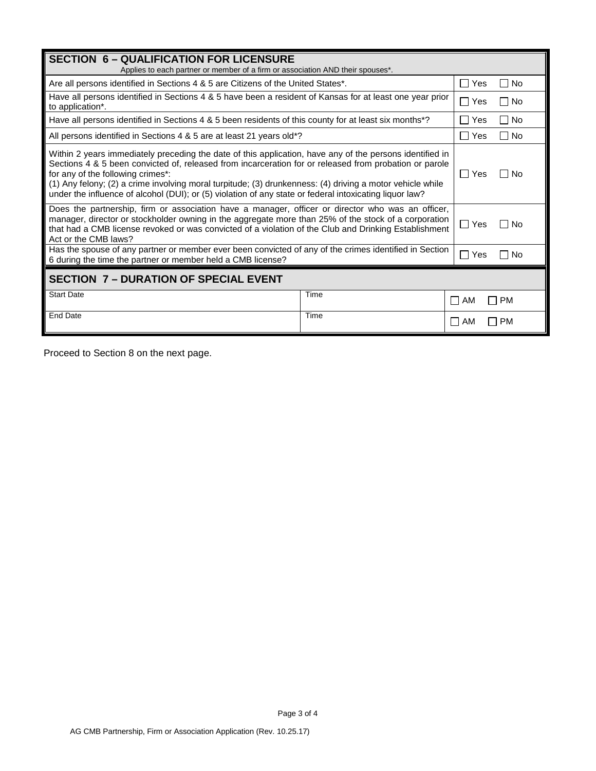## SECTION 6 – QUALIFICATION FOR LICENSURE

Applies to each partner or member of a firm or association AND their spouses*.

| Question | Answer |
|---|---|
| Are all persons identified in Sections 4 & 5 are Citizens of the United States*. | ☐ Yes ☐ No |
| Have all persons identified in Sections 4 & 5 have been a resident of Kansas for at least one year prior to application*. | ☐ Yes ☐ No |
| Have all persons identified in Sections 4 & 5 been residents of this county for at least six months*? | ☐ Yes ☐ No |
| All persons identified in Sections 4 & 5 are at least 21 years old*? | ☐ Yes ☐ No |
| Within 2 years immediately preceding the date of this application, have any of the persons identified in Sections 4 & 5 been convicted of, released from incarceration for or released from probation or parole for any of the following crimes*: (1) Any felony; (2) a crime involving moral turpitude; (3) drunkenness: (4) driving a motor vehicle while under the influence of alcohol (DUI); or (5) violation of any state or federal intoxicating liquor law? | ☐ Yes ☐ No |
| Does the partnership, firm or association have a manager, officer or director who was an officer, manager, director or stockholder owning in the aggregate more than 25% of the stock of a corporation that had a CMB license revoked or was convicted of a violation of the Club and Drinking Establishment Act or the CMB laws? | ☐ Yes ☐ No |
| Has the spouse of any partner or member ever been convicted of any of the crimes identified in Section 6 during the time the partner or member held a CMB license? | ☐ Yes ☐ No |

## SECTION 7 – DURATION OF SPECIAL EVENT

| Start Date | Time | ☐ AM ☐ PM |
|---|---|---|
| **End Date** | **Time** | ☐ AM ☐ PM |

Proceed to Section 8 on the next page.

AG CMB Partnership, Firm or Association Application (Rev. 10.25.17)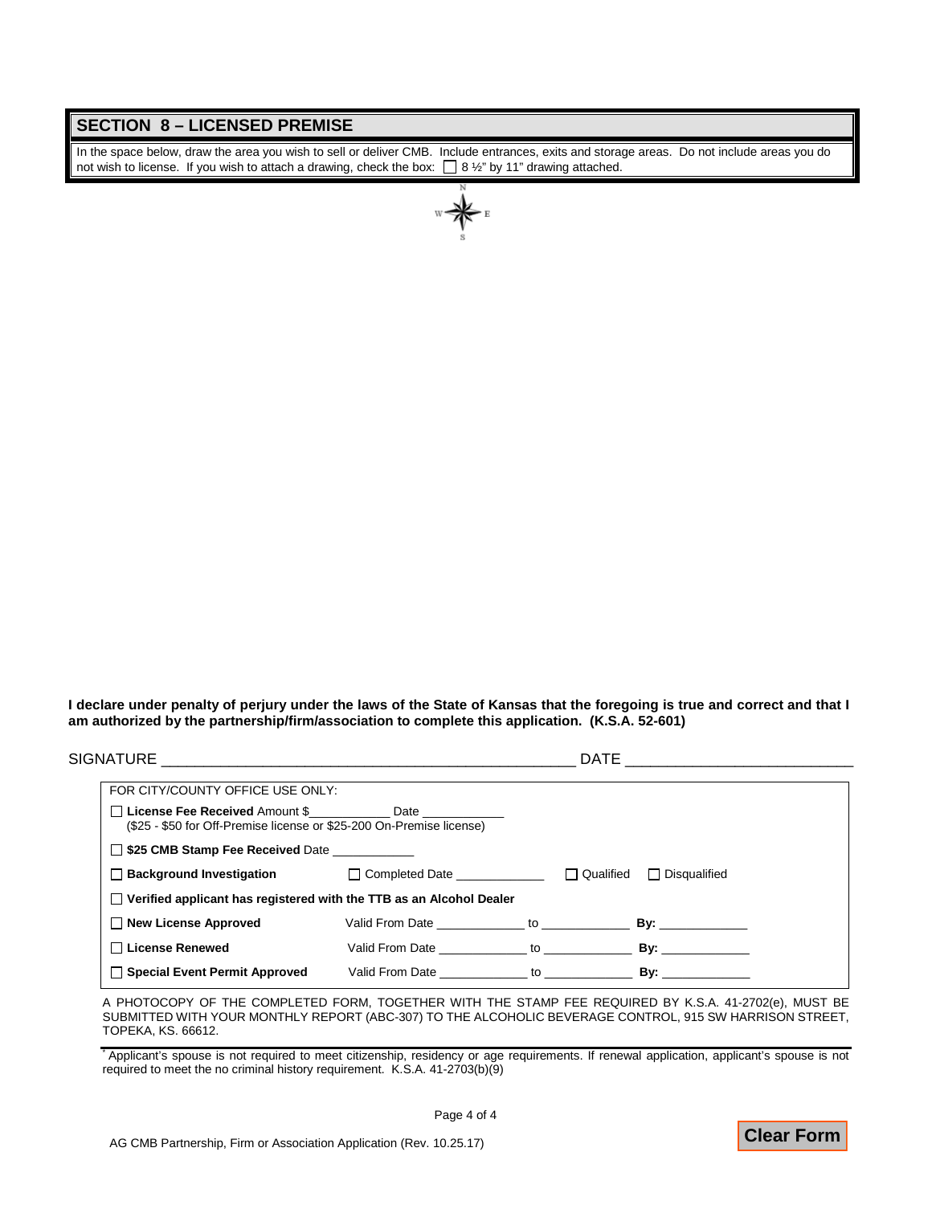## SECTION 8 – LICENSED PREMISE

In the space below, draw the area you wish to sell or deliver CMB. Include entrances, exits and storage areas. Do not include areas you do not wish to license. If you wish to attach a drawing, check the box: ☐ 8 ½" by 11" drawing attached.

N

W E

S

**I declare under penalty of perjury under the laws of the State of Kansas that the foregoing is true and correct and that I am authorized by the partnership/firm/association to complete this application. (K.S.A. 52-601)**

SIGNATURE ___________________________________________________ DATE ___________________________

| | | | |
|---|---|---|---|
| FOR CITY/COUNTY OFFICE USE ONLY: | | | |
| ☐ **License Fee Received** Amount $___________ Date ___________ ($25 - $50 for Off-Premise license or $25-200 On-Premise license) | | | |
| ☐ **$25 CMB Stamp Fee Received** Date ___________ | | | |
| ☐ **Background Investigation** | ☐ Completed Date ____________ | ☐ Qualified | ☐ Disqualified |
| ☐ **Verified applicant has registered with the TTB as an Alcohol Dealer** | | | |
| ☐ **New License Approved** | Valid From Date ____________ to ____________ | **By:** ____________ | |
| ☐ **License Renewed** | Valid From Date ____________ to ____________ | **By:** ____________ | |
| ☐ **Special Event Permit Approved** | Valid From Date ____________ to ____________ | **By:** ____________ | |

A PHOTOCOPY OF THE COMPLETED FORM, TOGETHER WITH THE STAMP FEE REQUIRED BY K.S.A. 41-2702(e), MUST BE SUBMITTED WITH YOUR MONTHLY REPORT (ABC-307) TO THE ALCOHOLIC BEVERAGE CONTROL, 915 SW HARRISON STREET, TOPEKA, KS. 66612.

* Applicant's spouse is not required to meet citizenship, residency or age requirements. If renewal application, applicant's spouse is not required to meet the no criminal history requirement. K.S.A. 41-2703(b)(9)

AG CMB Partnership, Firm or Association Application (Rev. 10.25.17)

Clear Form